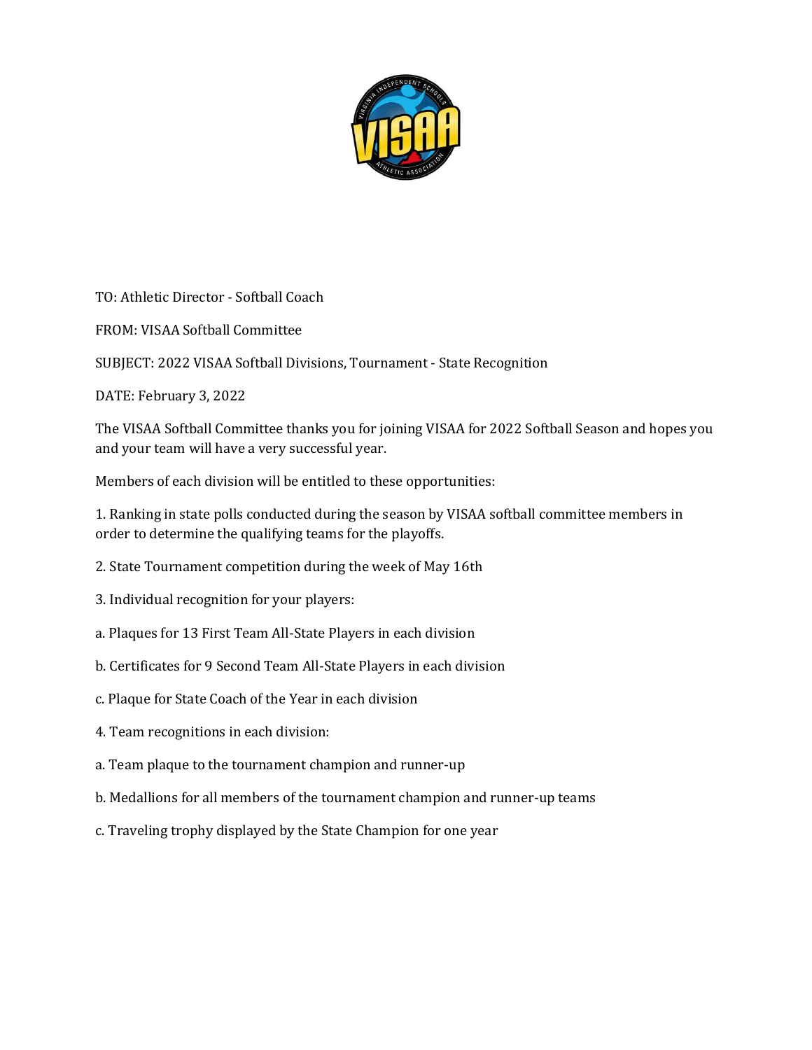TO: Athletic Director - Softball Coach

FROM: VISAA Softball Committee

SUBJECT: 2022 VISAA Softball Divisions, Tournament - State Recognition

DATE: February 3, 2022

The VISAA Softball Committee thanks you for joining VISAA for 2022 Softball Season and hopes you and your team will have a very successful year.

Members of each division will be entitled to these opportunities:

1. Ranking in state polls conducted during the season by VISAA softball committee members in order to determine the qualifying teams for the playoffs.

2. State Tournament competition during the week of May 16th

3. Individual recognition for your players:

a. Plaques for 13 First Team All-State Players in each division

b. Certificates for 9 Second Team All-State Players in each division

c. Plaque for State Coach of the Year in each division

4. Team recognitions in each division:

a. Team plaque to the tournament champion and runner-up

b. Medallions for all members of the tournament champion and runner-up teams

c. Traveling trophy displayed by the State Champion for one year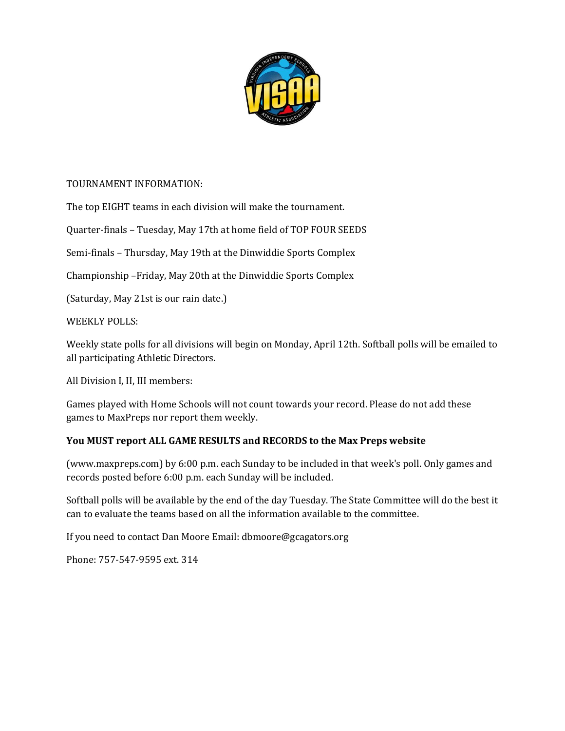TOURNAMENT INFORMATION:

The top EIGHT teams in each division will make the tournament.

Quarter-finals – Tuesday, May 17th at home field of TOP FOUR SEEDS

Semi-finals – Thursday, May 19th at the Dinwiddie Sports Complex

Championship –Friday, May 20th at the Dinwiddie Sports Complex

(Saturday, May 21st is our rain date.)

WEEKLY POLLS:

Weekly state polls for all divisions will begin on Monday, April 12th. Softball polls will be emailed to all participating Athletic Directors.

All Division I, II, III members:

Games played with Home Schools will not count towards your record. Please do not add these games to MaxPreps nor report them weekly.

**You MUST report ALL GAME RESULTS and RECORDS to the Max Preps website**

(www.maxpreps.com) by 6:00 p.m. each Sunday to be included in that week's poll. Only games and records posted before 6:00 p.m. each Sunday will be included.

Softball polls will be available by the end of the day Tuesday. The State Committee will do the best it can to evaluate the teams based on all the information available to the committee.

If you need to contact Dan Moore Email: dbmoore@gcagators.org

Phone: 757-547-9595 ext. 314